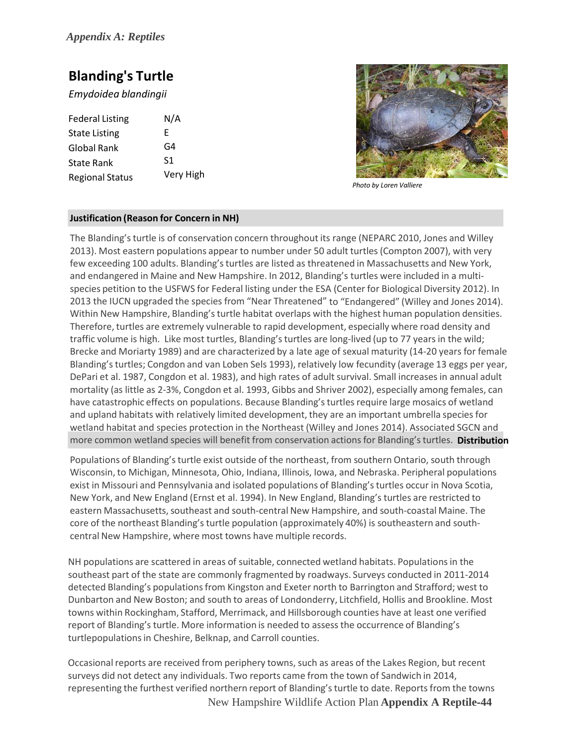# Blanding's Turtle

*Emydoidea blandingii*

| | |
|---|---|
| Federal Listing | N/A |
| State Listing | E |
| Global Rank | G4 |
| State Rank | S1 |
| Regional Status | Very High |

*Photo by Loren Valliere*

## Justification (Reason for Concern in NH)

The Blanding's turtle is of conservation concern throughout its range (NEPARC 2010, Jones and Willey 2013). Most eastern populations appear to number under 50 adult turtles (Compton 2007), with very few exceeding 100 adults. Blanding's turtles are listed as threatened in Massachusetts and New York, and endangered in Maine and New Hampshire. In 2012, Blanding's turtles were included in a multi-species petition to the USFWS for Federal listing under the ESA (Center for Biological Diversity 2012). In 2013 the IUCN upgraded the species from "Near Threatened" to "Endangered" (Willey and Jones 2014). Within New Hampshire, Blanding's turtle habitat overlaps with the highest human population densities. Therefore, turtles are extremely vulnerable to rapid development, especially where road density and traffic volume is high. Like most turtles, Blanding's turtles are long-lived (up to 77 years in the wild; Brecke and Moriarty 1989) and are characterized by a late age of sexual maturity (14-20 years for female Blanding's turtles; Congdon and van Loben Sels 1993), relatively low fecundity (average 13 eggs per year, DePari et al. 1987, Congdon et al. 1983), and high rates of adult survival. Small increases in annual adult mortality (as little as 2-3%, Congdon et al. 1993, Gibbs and Shriver 2002), especially among females, can have catastrophic effects on populations. Because Blanding's turtles require large mosaics of wetland and upland habitats with relatively limited development, they are an important umbrella species for wetland habitat and species protection in the Northeast (Willey and Jones 2014). Associated SGCN and more common wetland species will benefit from conservation actions for Blanding's turtles.

## Distribution

Populations of Blanding's turtle exist outside of the northeast, from southern Ontario, south through Wisconsin, to Michigan, Minnesota, Ohio, Indiana, Illinois, Iowa, and Nebraska. Peripheral populations exist in Missouri and Pennsylvania and isolated populations of Blanding's turtles occur in Nova Scotia, New York, and New England (Ernst et al. 1994). In New England, Blanding's turtles are restricted to eastern Massachusetts, southeast and south-central New Hampshire, and south-coastal Maine. The core of the northeast Blanding's turtle population (approximately 40%) is southeastern and south-central New Hampshire, where most towns have multiple records.

NH populations are scattered in areas of suitable, connected wetland habitats. Populations in the southeast part of the state are commonly fragmented by roadways. Surveys conducted in 2011-2014 detected Blanding's populations from Kingston and Exeter north to Barrington and Strafford; west to Dunbarton and New Boston; and south to areas of Londonderry, Litchfield, Hollis and Brookline. Most towns within Rockingham, Stafford, Merrimack, and Hillsborough counties have at least one verified report of Blanding's turtle. More information is needed to assess the occurrence of Blanding's turtlepopulations in Cheshire, Belknap, and Carroll counties.

Occasional reports are received from periphery towns, such as areas of the Lakes Region, but recent surveys did not detect any individuals. Two reports came from the town of Sandwich in 2014, representing the furthest verified northern report of Blanding's turtle to date. Reports from the towns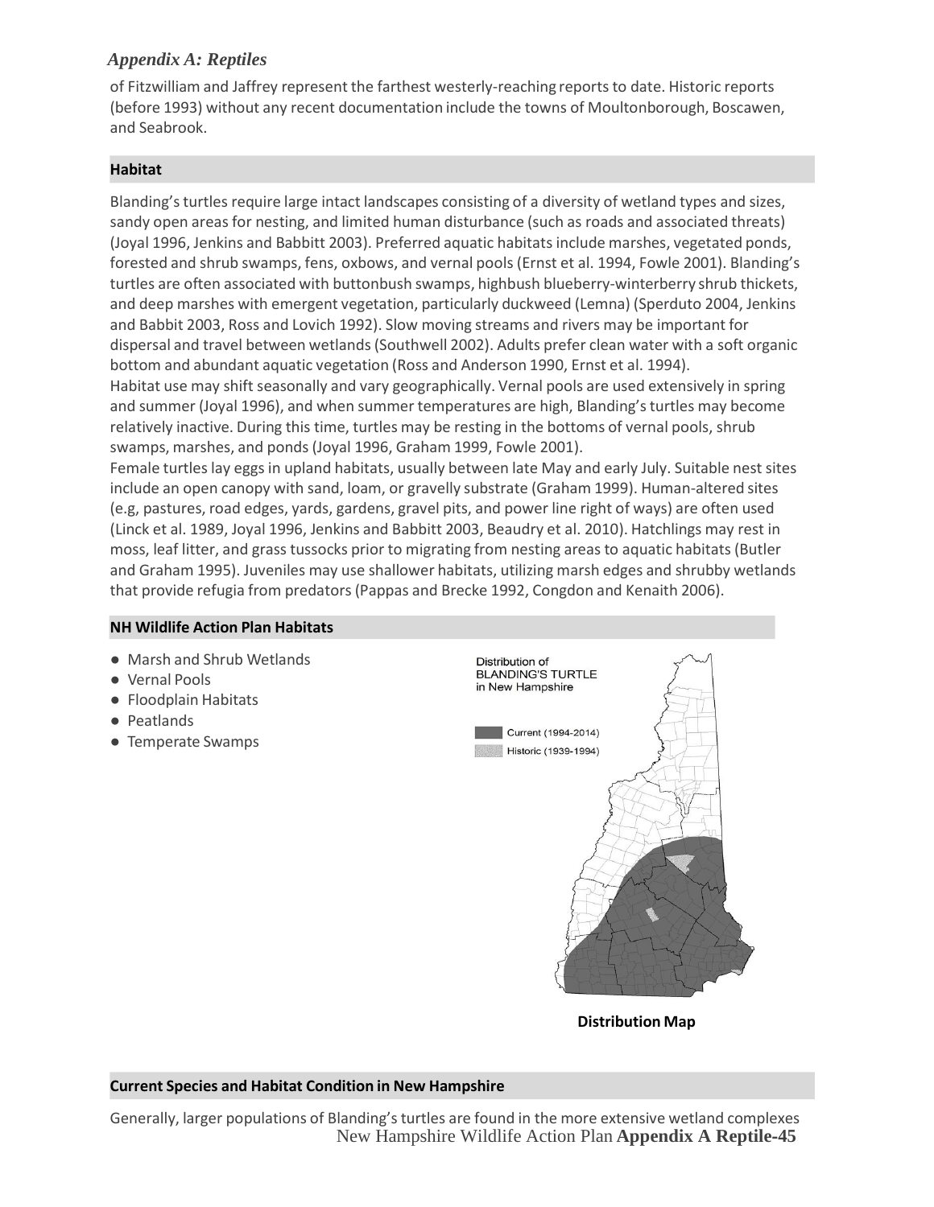of Fitzwilliam and Jaffrey represent the farthest westerly-reaching reports to date. Historic reports (before 1993) without any recent documentation include the towns of Moultonborough, Boscawen, and Seabrook.

## Habitat

Blanding's turtles require large intact landscapes consisting of a diversity of wetland types and sizes, sandy open areas for nesting, and limited human disturbance (such as roads and associated threats) (Joyal 1996, Jenkins and Babbitt 2003). Preferred aquatic habitats include marshes, vegetated ponds, forested and shrub swamps, fens, oxbows, and vernal pools (Ernst et al. 1994, Fowle 2001). Blanding's turtles are often associated with buttonbush swamps, highbush blueberry-winterberry shrub thickets, and deep marshes with emergent vegetation, particularly duckweed (Lemna) (Sperduto 2004, Jenkins and Babbit 2003, Ross and Lovich 1992). Slow moving streams and rivers may be important for dispersal and travel between wetlands (Southwell 2002). Adults prefer clean water with a soft organic bottom and abundant aquatic vegetation (Ross and Anderson 1990, Ernst et al. 1994).

Habitat use may shift seasonally and vary geographically. Vernal pools are used extensively in spring and summer (Joyal 1996), and when summer temperatures are high, Blanding's turtles may become relatively inactive. During this time, turtles may be resting in the bottoms of vernal pools, shrub swamps, marshes, and ponds (Joyal 1996, Graham 1999, Fowle 2001).

Female turtles lay eggs in upland habitats, usually between late May and early July. Suitable nest sites include an open canopy with sand, loam, or gravelly substrate (Graham 1999). Human-altered sites (e.g, pastures, road edges, yards, gardens, gravel pits, and power line right of ways) are often used (Linck et al. 1989, Joyal 1996, Jenkins and Babbitt 2003, Beaudry et al. 2010). Hatchlings may rest in moss, leaf litter, and grass tussocks prior to migrating from nesting areas to aquatic habitats (Butler and Graham 1995). Juveniles may use shallower habitats, utilizing marsh edges and shrubby wetlands that provide refugia from predators (Pappas and Brecke 1992, Congdon and Kenaith 2006).

## NH Wildlife Action Plan Habitats

- Marsh and Shrub Wetlands
- Vernal Pools
- Floodplain Habitats
- Peatlands
- Temperate Swamps

Distribution of BLANDING'S TURTLE in New Hampshire

Current (1994-2014)

Historic (1939-1994)

**Distribution Map**

## Current Species and Habitat Condition in New Hampshire

Generally, larger populations of Blanding's turtles are found in the more extensive wetland complexes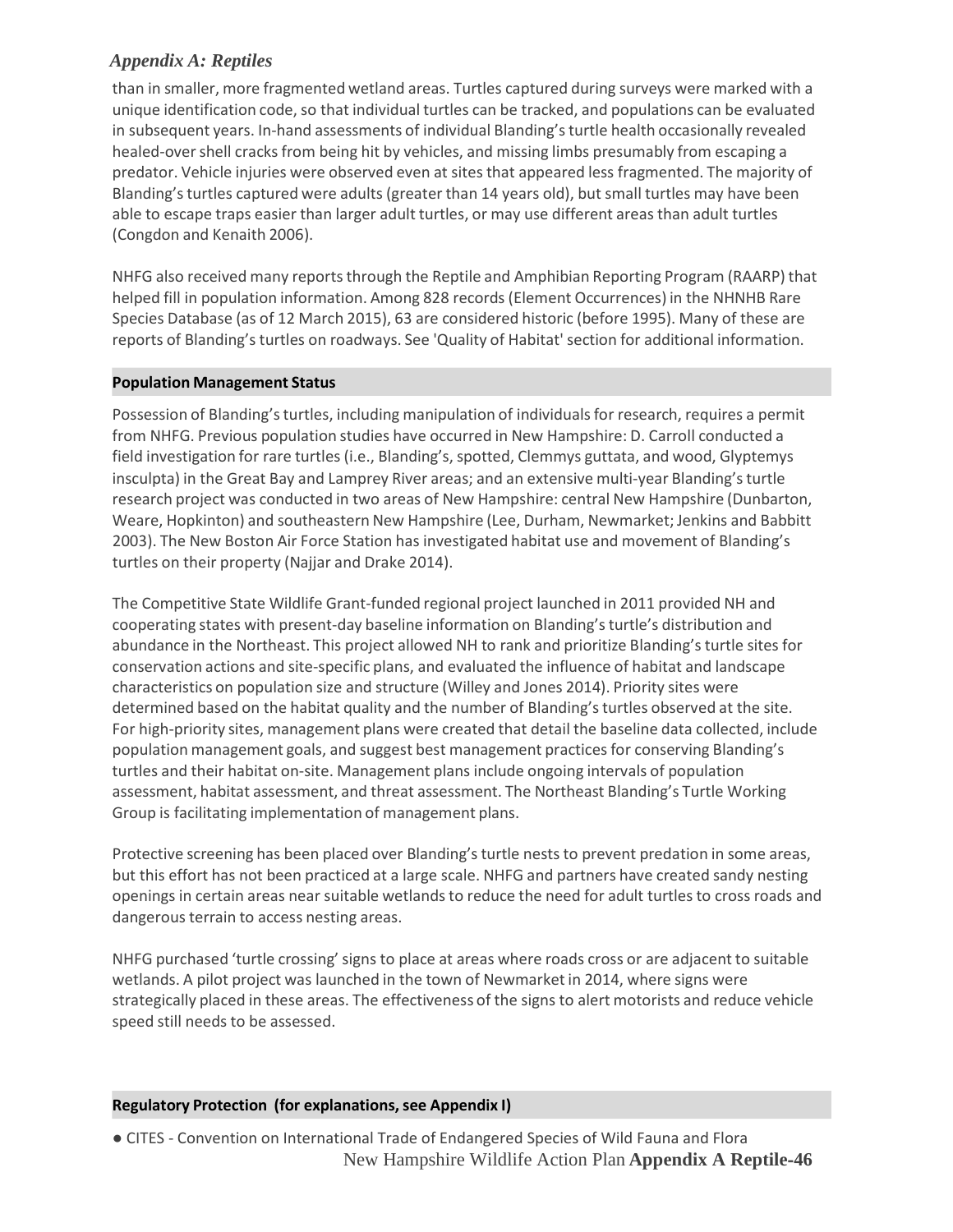than in smaller, more fragmented wetland areas. Turtles captured during surveys were marked with a unique identification code, so that individual turtles can be tracked, and populations can be evaluated in subsequent years. In-hand assessments of individual Blanding's turtle health occasionally revealed healed-over shell cracks from being hit by vehicles, and missing limbs presumably from escaping a predator. Vehicle injuries were observed even at sites that appeared less fragmented. The majority of Blanding's turtles captured were adults (greater than 14 years old), but small turtles may have been able to escape traps easier than larger adult turtles, or may use different areas than adult turtles (Congdon and Kenaith 2006).

NHFG also received many reports through the Reptile and Amphibian Reporting Program (RAARP) that helped fill in population information. Among 828 records (Element Occurrences) in the NHNHB Rare Species Database (as of 12 March 2015), 63 are considered historic (before 1995). Many of these are reports of Blanding's turtles on roadways. See 'Quality of Habitat' section for additional information.

## Population Management Status

Possession of Blanding's turtles, including manipulation of individuals for research, requires a permit from NHFG. Previous population studies have occurred in New Hampshire: D. Carroll conducted a field investigation for rare turtles (i.e., Blanding's, spotted, Clemmys guttata, and wood, Glyptemys insculpta) in the Great Bay and Lamprey River areas; and an extensive multi-year Blanding's turtle research project was conducted in two areas of New Hampshire: central New Hampshire (Dunbarton, Weare, Hopkinton) and southeastern New Hampshire (Lee, Durham, Newmarket; Jenkins and Babbitt 2003). The New Boston Air Force Station has investigated habitat use and movement of Blanding's turtles on their property (Najjar and Drake 2014).

The Competitive State Wildlife Grant-funded regional project launched in 2011 provided NH and cooperating states with present-day baseline information on Blanding's turtle's distribution and abundance in the Northeast. This project allowed NH to rank and prioritize Blanding's turtle sites for conservation actions and site-specific plans, and evaluated the influence of habitat and landscape characteristics on population size and structure (Willey and Jones 2014). Priority sites were determined based on the habitat quality and the number of Blanding's turtles observed at the site. For high-priority sites, management plans were created that detail the baseline data collected, include population management goals, and suggest best management practices for conserving Blanding's turtles and their habitat on-site. Management plans include ongoing intervals of population assessment, habitat assessment, and threat assessment. The Northeast Blanding's Turtle Working Group is facilitating implementation of management plans.

Protective screening has been placed over Blanding's turtle nests to prevent predation in some areas, but this effort has not been practiced at a large scale. NHFG and partners have created sandy nesting openings in certain areas near suitable wetlands to reduce the need for adult turtles to cross roads and dangerous terrain to access nesting areas.

NHFG purchased 'turtle crossing' signs to place at areas where roads cross or are adjacent to suitable wetlands. A pilot project was launched in the town of Newmarket in 2014, where signs were strategically placed in these areas. The effectiveness of the signs to alert motorists and reduce vehicle speed still needs to be assessed.

## Regulatory Protection (for explanations, see Appendix I)

- CITES - Convention on International Trade of Endangered Species of Wild Fauna and Flora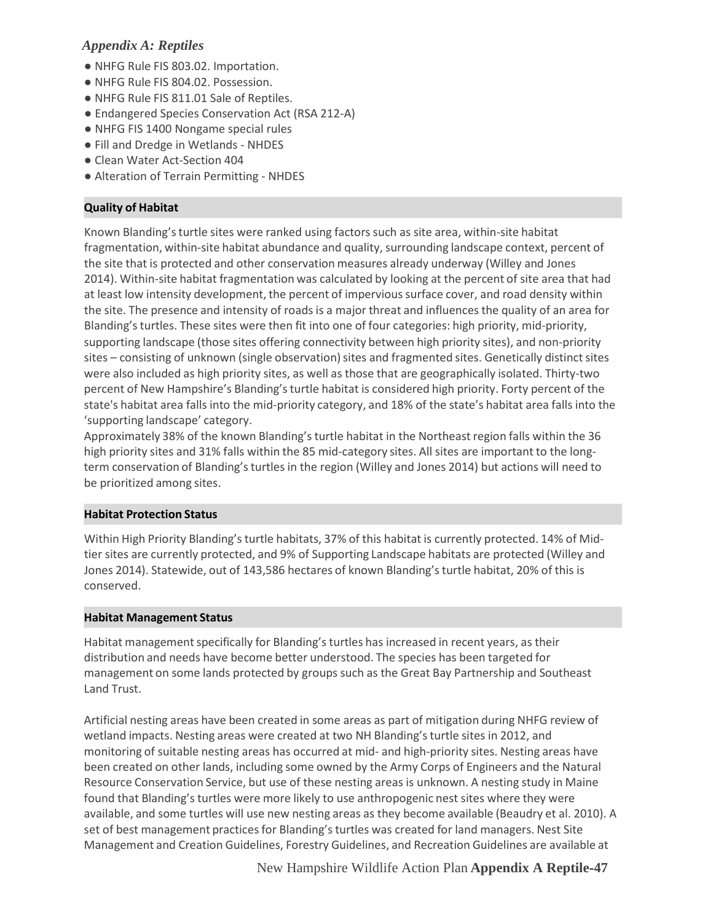*Appendix A: Reptiles*

- NHFG Rule FIS 803.02. Importation.
- NHFG Rule FIS 804.02. Possession.
- NHFG Rule FIS 811.01 Sale of Reptiles.
- Endangered Species Conservation Act (RSA 212-A)
- NHFG FIS 1400 Nongame special rules
- Fill and Dredge in Wetlands - NHDES
- Clean Water Act-Section 404
- Alteration of Terrain Permitting - NHDES

**Quality of Habitat**

Known Blanding's turtle sites were ranked using factors such as site area, within-site habitat fragmentation, within-site habitat abundance and quality, surrounding landscape context, percent of the site that is protected and other conservation measures already underway (Willey and Jones 2014). Within-site habitat fragmentation was calculated by looking at the percent of site area that had at least low intensity development, the percent of impervious surface cover, and road density within the site. The presence and intensity of roads is a major threat and influences the quality of an area for Blanding's turtles. These sites were then fit into one of four categories: high priority, mid-priority, supporting landscape (those sites offering connectivity between high priority sites), and non-priority sites – consisting of unknown (single observation) sites and fragmented sites. Genetically distinct sites were also included as high priority sites, as well as those that are geographically isolated. Thirty-two percent of New Hampshire's Blanding's turtle habitat is considered high priority. Forty percent of the state's habitat area falls into the mid-priority category, and 18% of the state's habitat area falls into the 'supporting landscape' category.
Approximately 38% of the known Blanding's turtle habitat in the Northeast region falls within the 36 high priority sites and 31% falls within the 85 mid-category sites. All sites are important to the long-term conservation of Blanding's turtles in the region (Willey and Jones 2014) but actions will need to be prioritized among sites.

**Habitat Protection Status**

Within High Priority Blanding's turtle habitats, 37% of this habitat is currently protected. 14% of Mid-tier sites are currently protected, and 9% of Supporting Landscape habitats are protected (Willey and Jones 2014). Statewide, out of 143,586 hectares of known Blanding's turtle habitat, 20% of this is conserved.

**Habitat Management Status**

Habitat management specifically for Blanding's turtles has increased in recent years, as their distribution and needs have become better understood. The species has been targeted for management on some lands protected by groups such as the Great Bay Partnership and Southeast Land Trust.

Artificial nesting areas have been created in some areas as part of mitigation during NHFG review of wetland impacts. Nesting areas were created at two NH Blanding's turtle sites in 2012, and monitoring of suitable nesting areas has occurred at mid- and high-priority sites. Nesting areas have been created on other lands, including some owned by the Army Corps of Engineers and the Natural Resource Conservation Service, but use of these nesting areas is unknown. A nesting study in Maine found that Blanding's turtles were more likely to use anthropogenic nest sites where they were available, and some turtles will use new nesting areas as they become available (Beaudry et al. 2010). A set of best management practices for Blanding's turtles was created for land managers. Nest Site Management and Creation Guidelines, Forestry Guidelines, and Recreation Guidelines are available at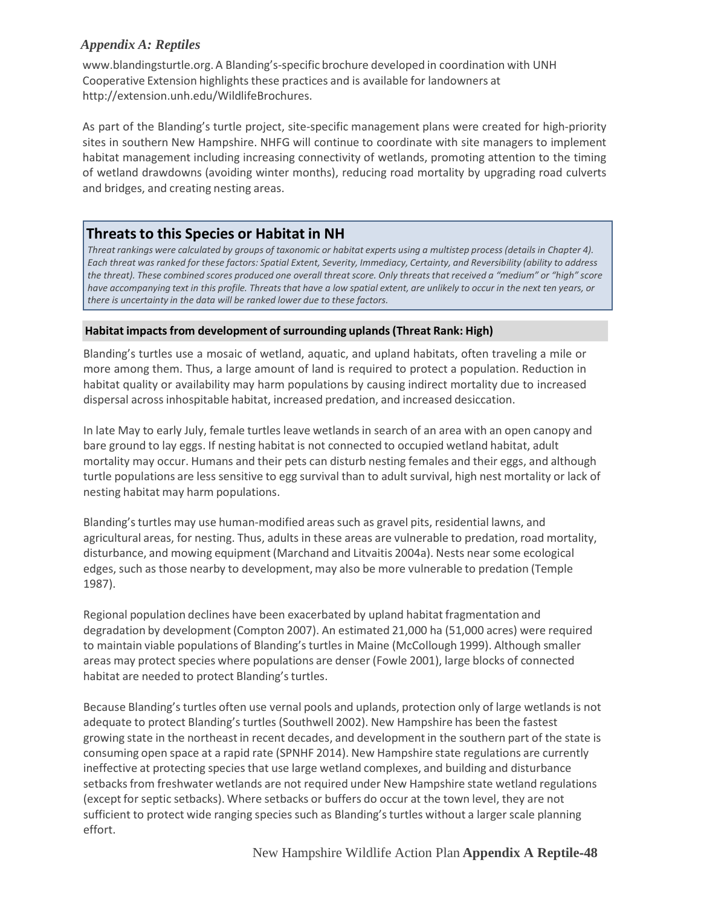www.blandingsturtle.org. A Blanding's-specific brochure developed in coordination with UNH Cooperative Extension highlights these practices and is available for landowners at http://extension.unh.edu/WildlifeBrochures.

As part of the Blanding's turtle project, site-specific management plans were created for high-priority sites in southern New Hampshire. NHFG will continue to coordinate with site managers to implement habitat management including increasing connectivity of wetlands, promoting attention to the timing of wetland drawdowns (avoiding winter months), reducing road mortality by upgrading road culverts and bridges, and creating nesting areas.

## Threats to this Species or Habitat in NH

*Threat rankings were calculated by groups of taxonomic or habitat experts using a multistep process (details in Chapter 4). Each threat was ranked for these factors: Spatial Extent, Severity, Immediacy, Certainty, and Reversibility (ability to address the threat). These combined scores produced one overall threat score. Only threats that received a "medium" or "high" score have accompanying text in this profile. Threats that have a low spatial extent, are unlikely to occur in the next ten years, or there is uncertainty in the data will be ranked lower due to these factors.*

### Habitat impacts from development of surrounding uplands (Threat Rank: High)

Blanding's turtles use a mosaic of wetland, aquatic, and upland habitats, often traveling a mile or more among them. Thus, a large amount of land is required to protect a population. Reduction in habitat quality or availability may harm populations by causing indirect mortality due to increased dispersal across inhospitable habitat, increased predation, and increased desiccation.

In late May to early July, female turtles leave wetlands in search of an area with an open canopy and bare ground to lay eggs. If nesting habitat is not connected to occupied wetland habitat, adult mortality may occur. Humans and their pets can disturb nesting females and their eggs, and although turtle populations are less sensitive to egg survival than to adult survival, high nest mortality or lack of nesting habitat may harm populations.

Blanding's turtles may use human-modified areas such as gravel pits, residential lawns, and agricultural areas, for nesting. Thus, adults in these areas are vulnerable to predation, road mortality, disturbance, and mowing equipment (Marchand and Litvaitis 2004a). Nests near some ecological edges, such as those nearby to development, may also be more vulnerable to predation (Temple 1987).

Regional population declines have been exacerbated by upland habitat fragmentation and degradation by development (Compton 2007). An estimated 21,000 ha (51,000 acres) were required to maintain viable populations of Blanding's turtles in Maine (McCollough 1999). Although smaller areas may protect species where populations are denser (Fowle 2001), large blocks of connected habitat are needed to protect Blanding's turtles.

Because Blanding's turtles often use vernal pools and uplands, protection only of large wetlands is not adequate to protect Blanding's turtles (Southwell 2002). New Hampshire has been the fastest growing state in the northeast in recent decades, and development in the southern part of the state is consuming open space at a rapid rate (SPNHF 2014). New Hampshire state regulations are currently ineffective at protecting species that use large wetland complexes, and building and disturbance setbacks from freshwater wetlands are not required under New Hampshire state wetland regulations (except for septic setbacks). Where setbacks or buffers do occur at the town level, they are not sufficient to protect wide ranging species such as Blanding's turtles without a larger scale planning effort.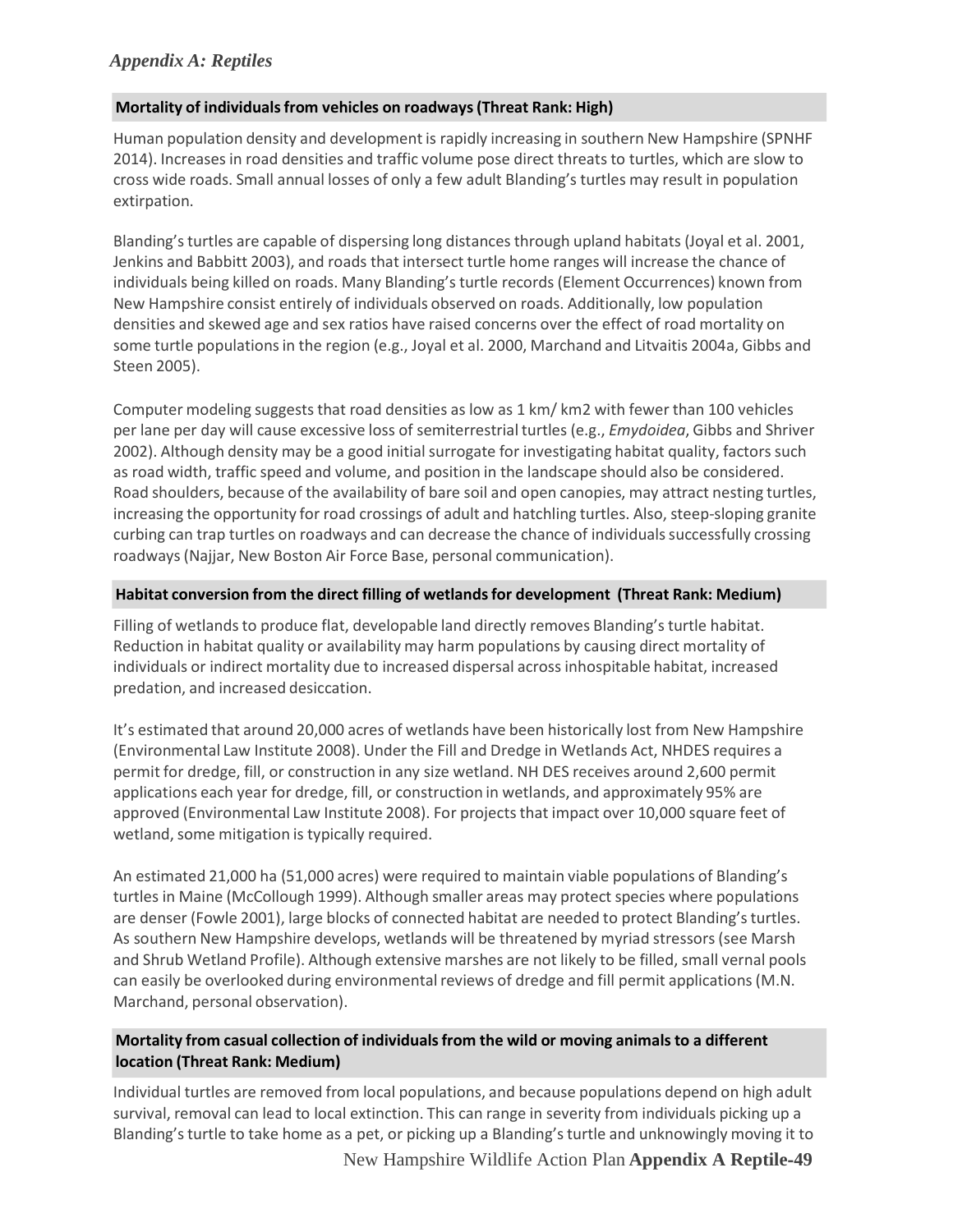#### Mortality of individuals from vehicles on roadways (Threat Rank: High)

Human population density and development is rapidly increasing in southern New Hampshire (SPNHF 2014). Increases in road densities and traffic volume pose direct threats to turtles, which are slow to cross wide roads. Small annual losses of only a few adult Blanding's turtles may result in population extirpation.

Blanding's turtles are capable of dispersing long distances through upland habitats (Joyal et al. 2001, Jenkins and Babbitt 2003), and roads that intersect turtle home ranges will increase the chance of individuals being killed on roads. Many Blanding's turtle records (Element Occurrences) known from New Hampshire consist entirely of individuals observed on roads. Additionally, low population densities and skewed age and sex ratios have raised concerns over the effect of road mortality on some turtle populations in the region (e.g., Joyal et al. 2000, Marchand and Litvaitis 2004a, Gibbs and Steen 2005).

Computer modeling suggests that road densities as low as 1 km/ km2 with fewer than 100 vehicles per lane per day will cause excessive loss of semiterrestrial turtles (e.g., *Emydoidea*, Gibbs and Shriver 2002). Although density may be a good initial surrogate for investigating habitat quality, factors such as road width, traffic speed and volume, and position in the landscape should also be considered. Road shoulders, because of the availability of bare soil and open canopies, may attract nesting turtles, increasing the opportunity for road crossings of adult and hatchling turtles. Also, steep-sloping granite curbing can trap turtles on roadways and can decrease the chance of individuals successfully crossing roadways (Najjar, New Boston Air Force Base, personal communication).

#### Habitat conversion from the direct filling of wetlands for development (Threat Rank: Medium)

Filling of wetlands to produce flat, developable land directly removes Blanding's turtle habitat. Reduction in habitat quality or availability may harm populations by causing direct mortality of individuals or indirect mortality due to increased dispersal across inhospitable habitat, increased predation, and increased desiccation.

It's estimated that around 20,000 acres of wetlands have been historically lost from New Hampshire (Environmental Law Institute 2008). Under the Fill and Dredge in Wetlands Act, NHDES requires a permit for dredge, fill, or construction in any size wetland. NH DES receives around 2,600 permit applications each year for dredge, fill, or construction in wetlands, and approximately 95% are approved (Environmental Law Institute 2008). For projects that impact over 10,000 square feet of wetland, some mitigation is typically required.

An estimated 21,000 ha (51,000 acres) were required to maintain viable populations of Blanding's turtles in Maine (McCollough 1999). Although smaller areas may protect species where populations are denser (Fowle 2001), large blocks of connected habitat are needed to protect Blanding's turtles. As southern New Hampshire develops, wetlands will be threatened by myriad stressors (see Marsh and Shrub Wetland Profile). Although extensive marshes are not likely to be filled, small vernal pools can easily be overlooked during environmental reviews of dredge and fill permit applications (M.N. Marchand, personal observation).

#### Mortality from casual collection of individuals from the wild or moving animals to a different location (Threat Rank: Medium)

Individual turtles are removed from local populations, and because populations depend on high adult survival, removal can lead to local extinction. This can range in severity from individuals picking up a Blanding's turtle to take home as a pet, or picking up a Blanding's turtle and unknowingly moving it to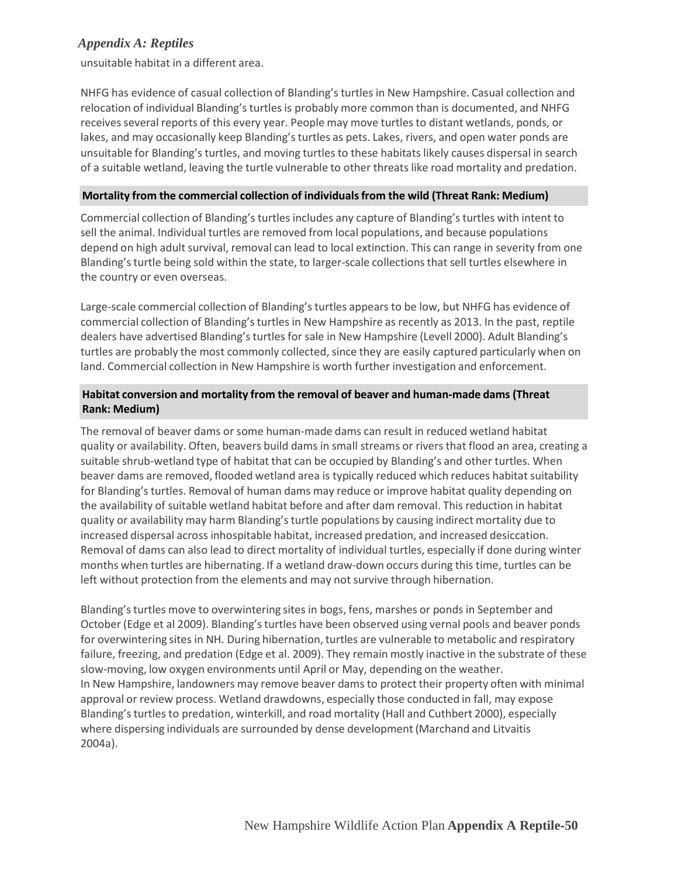unsuitable habitat in a different area.

NHFG has evidence of casual collection of Blanding's turtles in New Hampshire. Casual collection and relocation of individual Blanding's turtles is probably more common than is documented, and NHFG receives several reports of this every year. People may move turtles to distant wetlands, ponds, or lakes, and may occasionally keep Blanding's turtles as pets. Lakes, rivers, and open water ponds are unsuitable for Blanding's turtles, and moving turtles to these habitats likely causes dispersal in search of a suitable wetland, leaving the turtle vulnerable to other threats like road mortality and predation.

#### Mortality from the commercial collection of individuals from the wild (Threat Rank: Medium)

Commercial collection of Blanding's turtles includes any capture of Blanding's turtles with intent to sell the animal. Individual turtles are removed from local populations, and because populations depend on high adult survival, removal can lead to local extinction. This can range in severity from one Blanding's turtle being sold within the state, to larger-scale collections that sell turtles elsewhere in the country or even overseas.

Large-scale commercial collection of Blanding's turtles appears to be low, but NHFG has evidence of commercial collection of Blanding's turtles in New Hampshire as recently as 2013. In the past, reptile dealers have advertised Blanding's turtles for sale in New Hampshire (Levell 2000). Adult Blanding's turtles are probably the most commonly collected, since they are easily captured particularly when on land. Commercial collection in New Hampshire is worth further investigation and enforcement.

#### Habitat conversion and mortality from the removal of beaver and human-made dams (Threat Rank: Medium)

The removal of beaver dams or some human-made dams can result in reduced wetland habitat quality or availability. Often, beavers build dams in small streams or rivers that flood an area, creating a suitable shrub-wetland type of habitat that can be occupied by Blanding's and other turtles. When beaver dams are removed, flooded wetland area is typically reduced which reduces habitat suitability for Blanding's turtles. Removal of human dams may reduce or improve habitat quality depending on the availability of suitable wetland habitat before and after dam removal. This reduction in habitat quality or availability may harm Blanding's turtle populations by causing indirect mortality due to increased dispersal across inhospitable habitat, increased predation, and increased desiccation. Removal of dams can also lead to direct mortality of individual turtles, especially if done during winter months when turtles are hibernating. If a wetland draw-down occurs during this time, turtles can be left without protection from the elements and may not survive through hibernation.

Blanding's turtles move to overwintering sites in bogs, fens, marshes or ponds in September and October (Edge et al 2009). Blanding's turtles have been observed using vernal pools and beaver ponds for overwintering sites in NH. During hibernation, turtles are vulnerable to metabolic and respiratory failure, freezing, and predation (Edge et al. 2009). They remain mostly inactive in the substrate of these slow-moving, low oxygen environments until April or May, depending on the weather.
In New Hampshire, landowners may remove beaver dams to protect their property often with minimal approval or review process. Wetland drawdowns, especially those conducted in fall, may expose Blanding's turtles to predation, winterkill, and road mortality (Hall and Cuthbert 2000), especially where dispersing individuals are surrounded by dense development (Marchand and Litvaitis 2004a).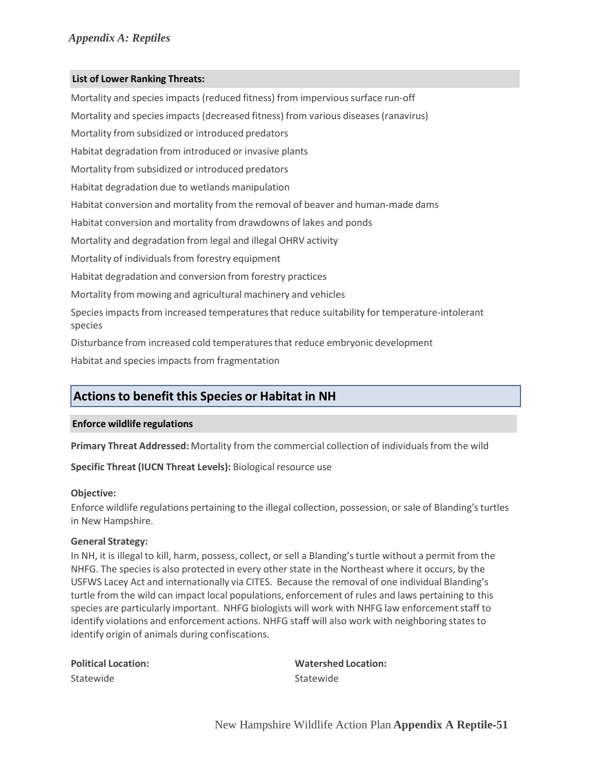**List of Lower Ranking Threats:**

Mortality and species impacts (reduced fitness) from impervious surface run-off

Mortality and species impacts (decreased fitness) from various diseases (ranavirus)

Mortality from subsidized or introduced predators

Habitat degradation from introduced or invasive plants

Mortality from subsidized or introduced predators

Habitat degradation due to wetlands manipulation

Habitat conversion and mortality from the removal of beaver and human-made dams

Habitat conversion and mortality from drawdowns of lakes and ponds

Mortality and degradation from legal and illegal OHRV activity

Mortality of individuals from forestry equipment

Habitat degradation and conversion from forestry practices

Mortality from mowing and agricultural machinery and vehicles

Species impacts from increased temperatures that reduce suitability for temperature-intolerant species

Disturbance from increased cold temperatures that reduce embryonic development

Habitat and species impacts from fragmentation

## Actions to benefit this Species or Habitat in NH

### Enforce wildlife regulations

**Primary Threat Addressed:** Mortality from the commercial collection of individuals from the wild

**Specific Threat (IUCN Threat Levels):** Biological resource use

**Objective:**

Enforce wildlife regulations pertaining to the illegal collection, possession, or sale of Blanding's turtles in New Hampshire.

**General Strategy:**

In NH, it is illegal to kill, harm, possess, collect, or sell a Blanding's turtle without a permit from the NHFG. The species is also protected in every other state in the Northeast where it occurs, by the USFWS Lacey Act and internationally via CITES. Because the removal of one individual Blanding's turtle from the wild can impact local populations, enforcement of rules and laws pertaining to this species are particularly important. NHFG biologists will work with NHFG law enforcement staff to identify violations and enforcement actions. NHFG staff will also work with neighboring states to identify origin of animals during confiscations.

**Political Location:**

Statewide

**Watershed Location:**

Statewide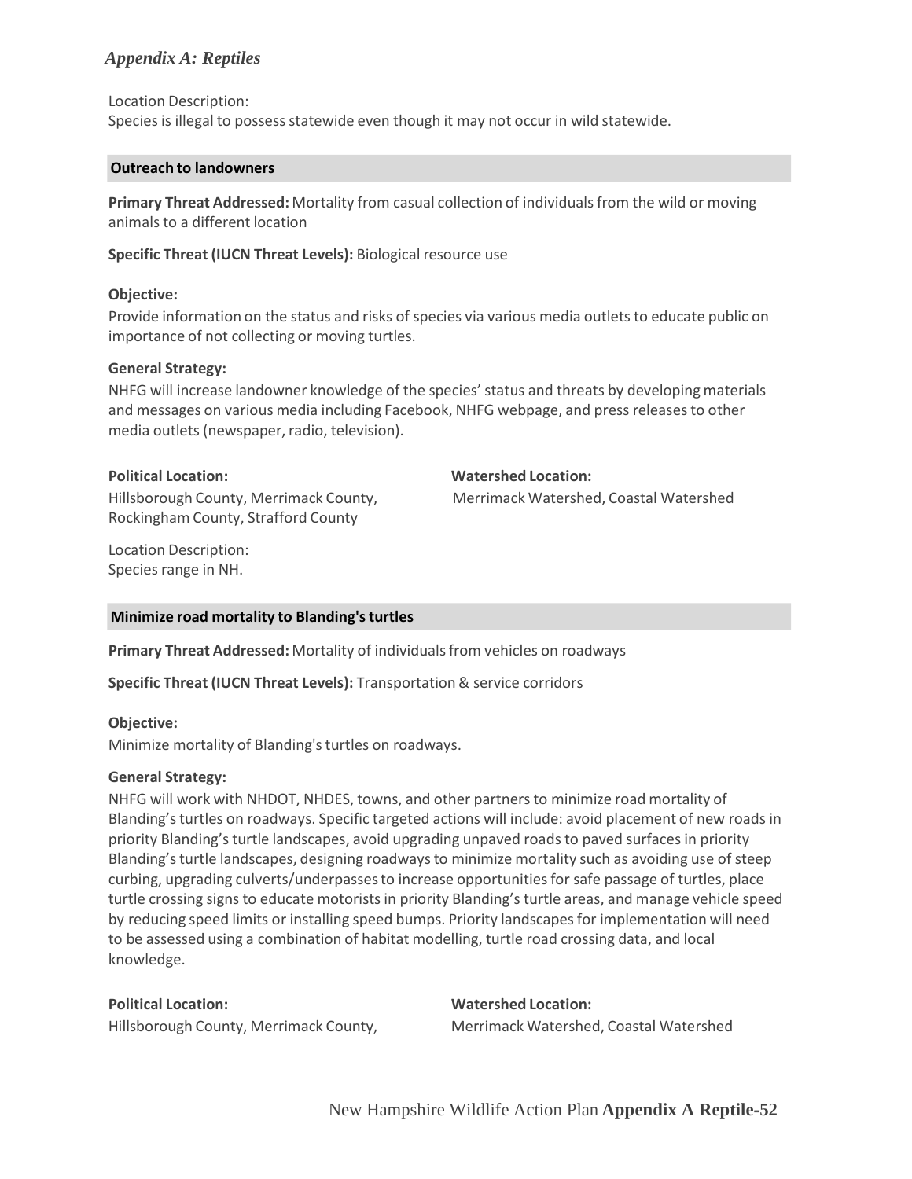Location Description:
Species is illegal to possess statewide even though it may not occur in wild statewide.

### Outreach to landowners

**Primary Threat Addressed:** Mortality from casual collection of individuals from the wild or moving animals to a different location

**Specific Threat (IUCN Threat Levels):** Biological resource use

**Objective:**
Provide information on the status and risks of species via various media outlets to educate public on importance of not collecting or moving turtles.

**General Strategy:**
NHFG will increase landowner knowledge of the species' status and threats by developing materials and messages on various media including Facebook, NHFG webpage, and press releases to other media outlets (newspaper, radio, television).

**Political Location:**
Hillsborough County, Merrimack County, Rockingham County, Strafford County

**Watershed Location:**
Merrimack Watershed, Coastal Watershed

Location Description:
Species range in NH.

### Minimize road mortality to Blanding's turtles

**Primary Threat Addressed:** Mortality of individuals from vehicles on roadways

**Specific Threat (IUCN Threat Levels):** Transportation & service corridors

**Objective:**
Minimize mortality of Blanding's turtles on roadways.

**General Strategy:**
NHFG will work with NHDOT, NHDES, towns, and other partners to minimize road mortality of Blanding's turtles on roadways. Specific targeted actions will include: avoid placement of new roads in priority Blanding's turtle landscapes, avoid upgrading unpaved roads to paved surfaces in priority Blanding's turtle landscapes, designing roadways to minimize mortality such as avoiding use of steep curbing, upgrading culverts/underpasses to increase opportunities for safe passage of turtles, place turtle crossing signs to educate motorists in priority Blanding's turtle areas, and manage vehicle speed by reducing speed limits or installing speed bumps. Priority landscapes for implementation will need to be assessed using a combination of habitat modelling, turtle road crossing data, and local knowledge.

**Political Location:**
Hillsborough County, Merrimack County,

**Watershed Location:**
Merrimack Watershed, Coastal Watershed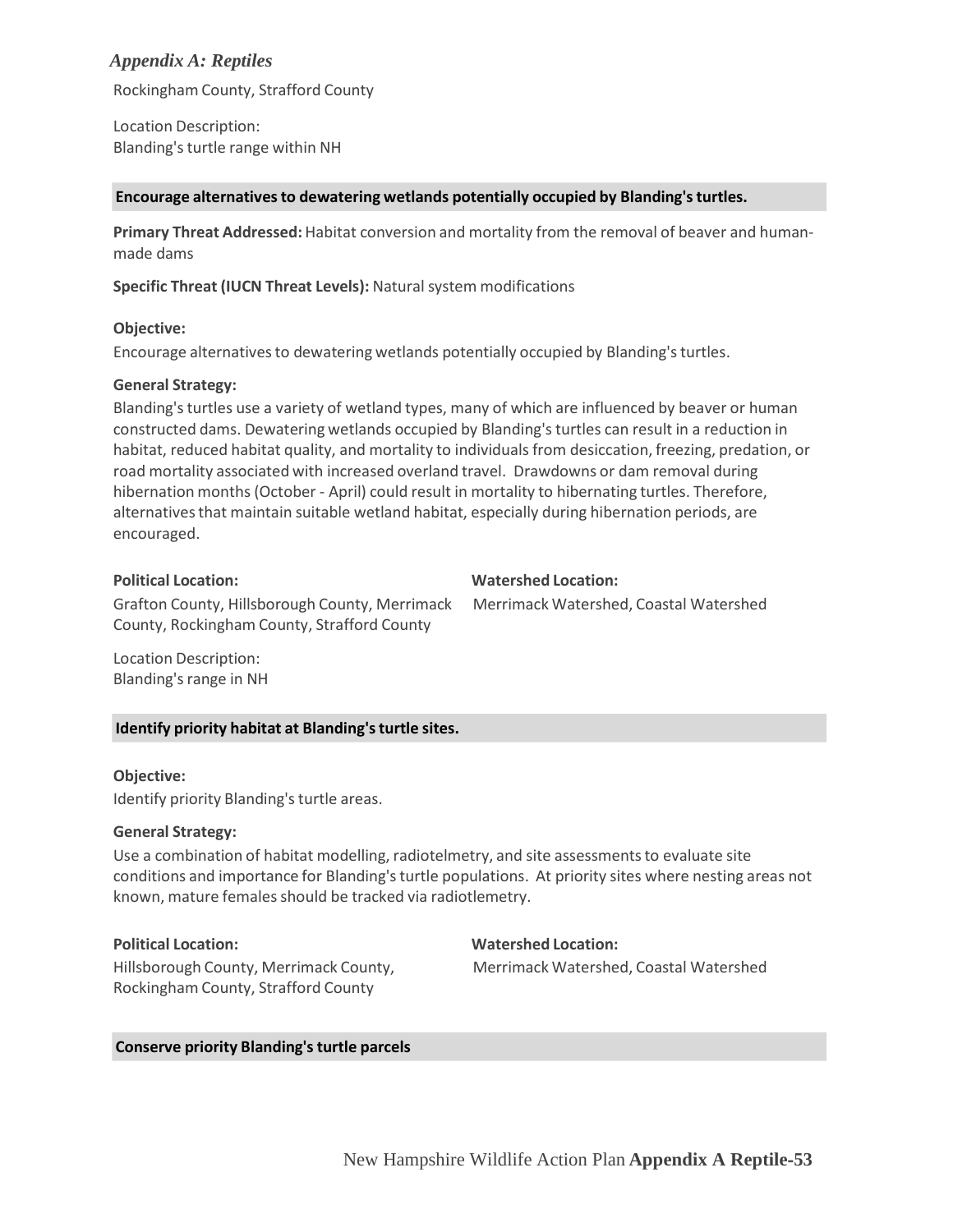Rockingham County, Strafford County

Location Description:
Blanding's turtle range within NH

### Encourage alternatives to dewatering wetlands potentially occupied by Blanding's turtles.

**Primary Threat Addressed:** Habitat conversion and mortality from the removal of beaver and human-made dams

**Specific Threat (IUCN Threat Levels):** Natural system modifications

**Objective:**

Encourage alternatives to dewatering wetlands potentially occupied by Blanding's turtles.

**General Strategy:**

Blanding's turtles use a variety of wetland types, many of which are influenced by beaver or human constructed dams. Dewatering wetlands occupied by Blanding's turtles can result in a reduction in habitat, reduced habitat quality, and mortality to individuals from desiccation, freezing, predation, or road mortality associated with increased overland travel. Drawdowns or dam removal during hibernation months (October - April) could result in mortality to hibernating turtles. Therefore, alternatives that maintain suitable wetland habitat, especially during hibernation periods, are encouraged.

**Political Location:**

Grafton County, Hillsborough County, Merrimack County, Rockingham County, Strafford County

**Watershed Location:**

Merrimack Watershed, Coastal Watershed

Location Description:
Blanding's range in NH

### Identify priority habitat at Blanding's turtle sites.

**Objective:**

Identify priority Blanding's turtle areas.

**General Strategy:**

Use a combination of habitat modelling, radiotelmetry, and site assessments to evaluate site conditions and importance for Blanding's turtle populations. At priority sites where nesting areas not known, mature females should be tracked via radiotlemetry.

**Political Location:**

Hillsborough County, Merrimack County, Rockingham County, Strafford County

**Watershed Location:**

Merrimack Watershed, Coastal Watershed

### Conserve priority Blanding's turtle parcels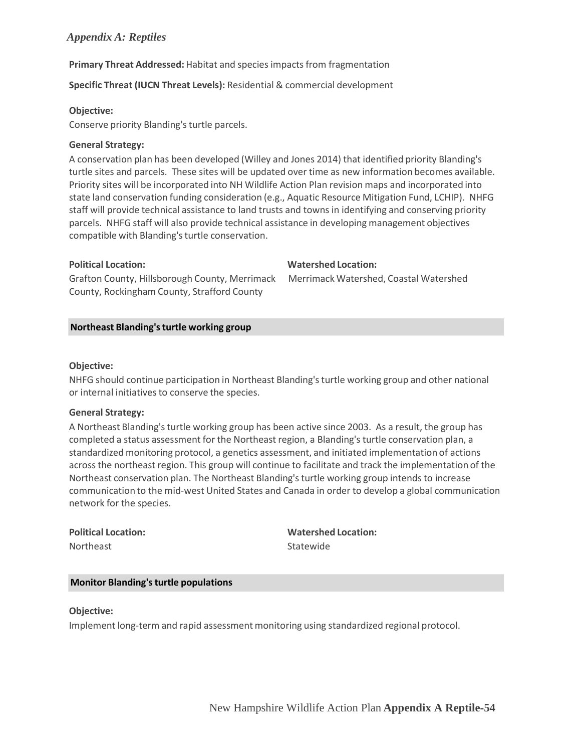*Appendix A: Reptiles*

**Primary Threat Addressed:** Habitat and species impacts from fragmentation

**Specific Threat (IUCN Threat Levels):** Residential & commercial development

**Objective:**
Conserve priority Blanding's turtle parcels.

**General Strategy:**
A conservation plan has been developed (Willey and Jones 2014) that identified priority Blanding's turtle sites and parcels. These sites will be updated over time as new information becomes available. Priority sites will be incorporated into NH Wildlife Action Plan revision maps and incorporated into state land conservation funding consideration (e.g., Aquatic Resource Mitigation Fund, LCHIP). NHFG staff will provide technical assistance to land trusts and towns in identifying and conserving priority parcels. NHFG staff will also provide technical assistance in developing management objectives compatible with Blanding's turtle conservation.

**Political Location:**
Grafton County, Hillsborough County, Merrimack County, Rockingham County, Strafford County

**Watershed Location:**
Merrimack Watershed, Coastal Watershed

### Northeast Blanding's turtle working group

**Objective:**
NHFG should continue participation in Northeast Blanding's turtle working group and other national or internal initiatives to conserve the species.

**General Strategy:**
A Northeast Blanding's turtle working group has been active since 2003. As a result, the group has completed a status assessment for the Northeast region, a Blanding's turtle conservation plan, a standardized monitoring protocol, a genetics assessment, and initiated implementation of actions across the northeast region. This group will continue to facilitate and track the implementation of the Northeast conservation plan. The Northeast Blanding's turtle working group intends to increase communication to the mid-west United States and Canada in order to develop a global communication network for the species.

**Political Location:**
Northeast

**Watershed Location:**
Statewide

### Monitor Blanding's turtle populations

**Objective:**
Implement long-term and rapid assessment monitoring using standardized regional protocol.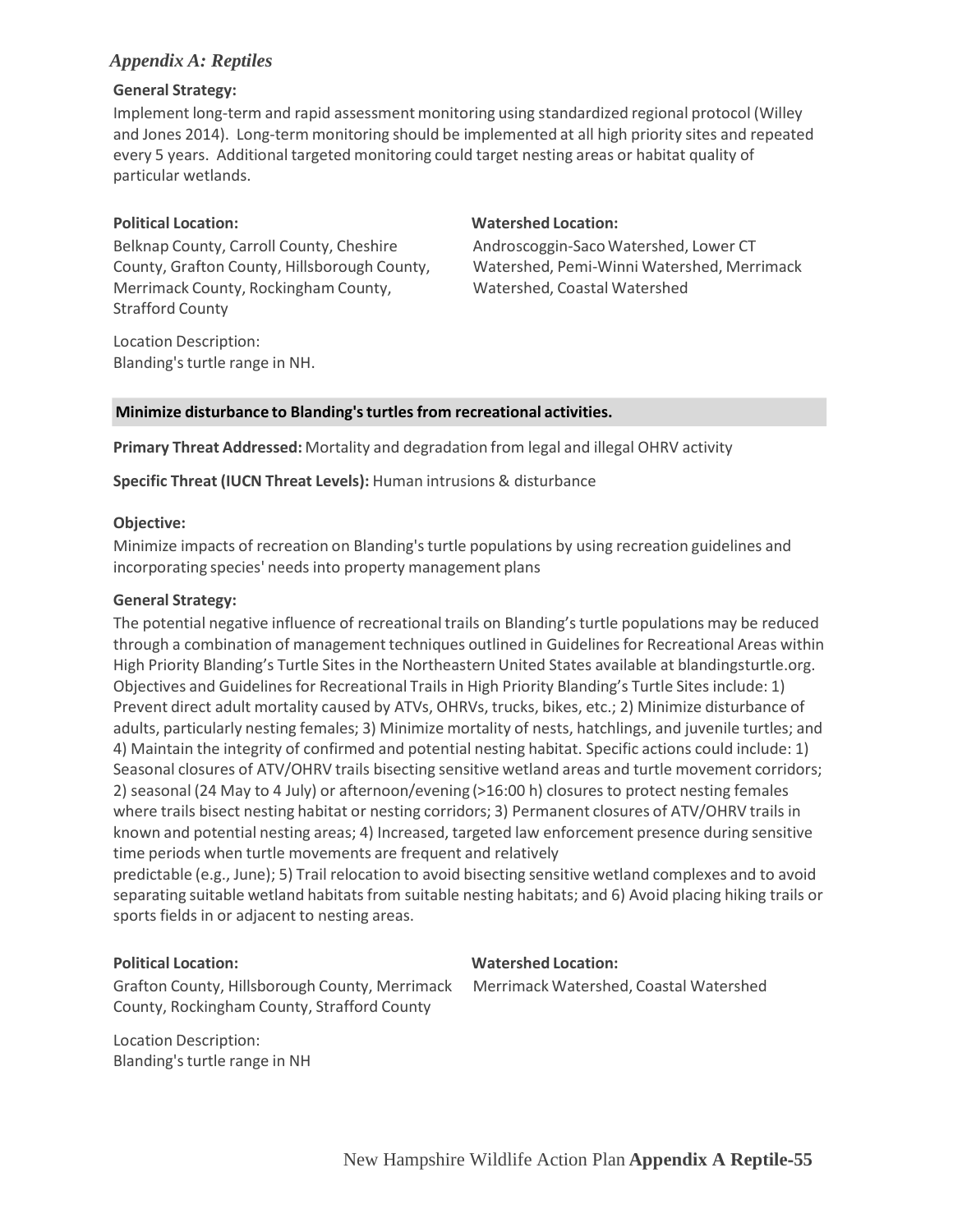*Appendix A: Reptiles*

**General Strategy:**

Implement long-term and rapid assessment monitoring using standardized regional protocol (Willey and Jones 2014). Long-term monitoring should be implemented at all high priority sites and repeated every 5 years. Additional targeted monitoring could target nesting areas or habitat quality of particular wetlands.

**Political Location:**

Belknap County, Carroll County, Cheshire County, Grafton County, Hillsborough County, Merrimack County, Rockingham County, Strafford County

**Watershed Location:**

Androscoggin-Saco Watershed, Lower CT Watershed, Pemi-Winni Watershed, Merrimack Watershed, Coastal Watershed

Location Description:
Blanding's turtle range in NH.

### Minimize disturbance to Blanding's turtles from recreational activities.

**Primary Threat Addressed:** Mortality and degradation from legal and illegal OHRV activity

**Specific Threat (IUCN Threat Levels):** Human intrusions & disturbance

**Objective:**

Minimize impacts of recreation on Blanding's turtle populations by using recreation guidelines and incorporating species' needs into property management plans

**General Strategy:**

The potential negative influence of recreational trails on Blanding's turtle populations may be reduced through a combination of management techniques outlined in Guidelines for Recreational Areas within High Priority Blanding's Turtle Sites in the Northeastern United States available at blandingsturtle.org. Objectives and Guidelines for Recreational Trails in High Priority Blanding's Turtle Sites include: 1) Prevent direct adult mortality caused by ATVs, OHRVs, trucks, bikes, etc.; 2) Minimize disturbance of adults, particularly nesting females; 3) Minimize mortality of nests, hatchlings, and juvenile turtles; and 4) Maintain the integrity of confirmed and potential nesting habitat. Specific actions could include: 1) Seasonal closures of ATV/OHRV trails bisecting sensitive wetland areas and turtle movement corridors; 2) seasonal (24 May to 4 July) or afternoon/evening (>16:00 h) closures to protect nesting females where trails bisect nesting habitat or nesting corridors; 3) Permanent closures of ATV/OHRV trails in known and potential nesting areas; 4) Increased, targeted law enforcement presence during sensitive time periods when turtle movements are frequent and relatively predictable (e.g., June); 5) Trail relocation to avoid bisecting sensitive wetland complexes and to avoid separating suitable wetland habitats from suitable nesting habitats; and 6) Avoid placing hiking trails or sports fields in or adjacent to nesting areas.

**Political Location:**

Grafton County, Hillsborough County, Merrimack County, Rockingham County, Strafford County

**Watershed Location:**

Merrimack Watershed, Coastal Watershed

Location Description:
Blanding's turtle range in NH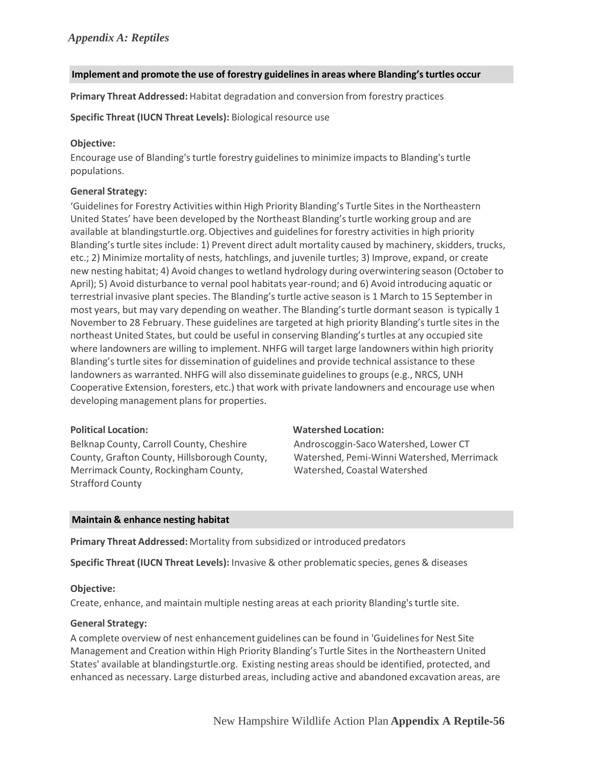## Implement and promote the use of forestry guidelines in areas where Blanding's turtles occur

**Primary Threat Addressed:** Habitat degradation and conversion from forestry practices

**Specific Threat (IUCN Threat Levels):** Biological resource use

**Objective:**
Encourage use of Blanding's turtle forestry guidelines to minimize impacts to Blanding's turtle populations.

**General Strategy:**
'Guidelines for Forestry Activities within High Priority Blanding's Turtle Sites in the Northeastern United States' have been developed by the Northeast Blanding's turtle working group and are available at blandingsturtle.org. Objectives and guidelines for forestry activities in high priority Blanding's turtle sites include: 1) Prevent direct adult mortality caused by machinery, skidders, trucks, etc.; 2) Minimize mortality of nests, hatchlings, and juvenile turtles; 3) Improve, expand, or create new nesting habitat; 4) Avoid changes to wetland hydrology during overwintering season (October to April); 5) Avoid disturbance to vernal pool habitats year-round; and 6) Avoid introducing aquatic or terrestrial invasive plant species. The Blanding's turtle active season is 1 March to 15 September in most years, but may vary depending on weather. The Blanding's turtle dormant season is typically 1 November to 28 February. These guidelines are targeted at high priority Blanding's turtle sites in the northeast United States, but could be useful in conserving Blanding's turtles at any occupied site where landowners are willing to implement. NHFG will target large landowners within high priority Blanding's turtle sites for dissemination of guidelines and provide technical assistance to these landowners as warranted. NHFG will also disseminate guidelines to groups (e.g., NRCS, UNH Cooperative Extension, foresters, etc.) that work with private landowners and encourage use when developing management plans for properties.

**Political Location:**
Belknap County, Carroll County, Cheshire County, Grafton County, Hillsborough County, Merrimack County, Rockingham County, Strafford County

**Watershed Location:**
Androscoggin-Saco Watershed, Lower CT Watershed, Pemi-Winni Watershed, Merrimack Watershed, Coastal Watershed

## Maintain & enhance nesting habitat

**Primary Threat Addressed:** Mortality from subsidized or introduced predators

**Specific Threat (IUCN Threat Levels):** Invasive & other problematic species, genes & diseases

**Objective:**
Create, enhance, and maintain multiple nesting areas at each priority Blanding's turtle site.

**General Strategy:**
A complete overview of nest enhancement guidelines can be found in 'Guidelines for Nest Site Management and Creation within High Priority Blanding's Turtle Sites in the Northeastern United States' available at blandingsturtle.org. Existing nesting areas should be identified, protected, and enhanced as necessary. Large disturbed areas, including active and abandoned excavation areas, are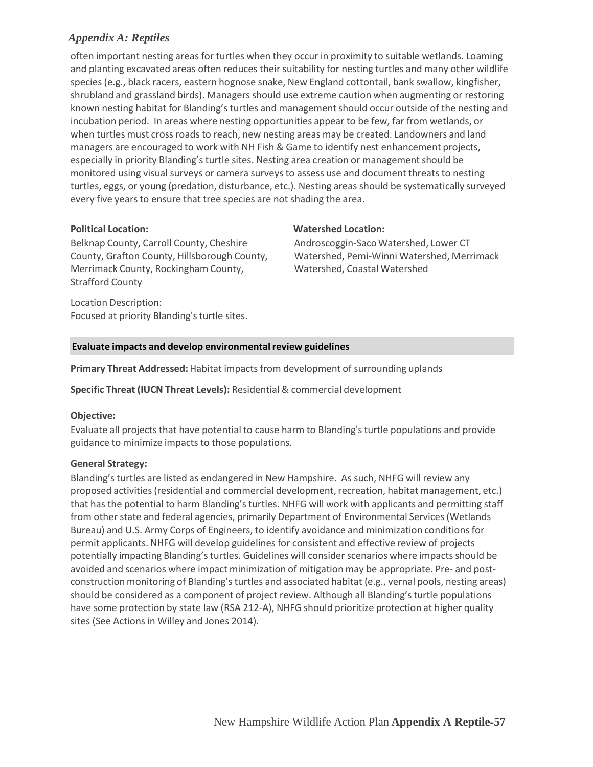often important nesting areas for turtles when they occur in proximity to suitable wetlands. Loaming and planting excavated areas often reduces their suitability for nesting turtles and many other wildlife species (e.g., black racers, eastern hognose snake, New England cottontail, bank swallow, kingfisher, shrubland and grassland birds). Managers should use extreme caution when augmenting or restoring known nesting habitat for Blanding's turtles and management should occur outside of the nesting and incubation period. In areas where nesting opportunities appear to be few, far from wetlands, or when turtles must cross roads to reach, new nesting areas may be created. Landowners and land managers are encouraged to work with NH Fish & Game to identify nest enhancement projects, especially in priority Blanding's turtle sites. Nesting area creation or management should be monitored using visual surveys or camera surveys to assess use and document threats to nesting turtles, eggs, or young (predation, disturbance, etc.). Nesting areas should be systematically surveyed every five years to ensure that tree species are not shading the area.

**Political Location:**
Belknap County, Carroll County, Cheshire County, Grafton County, Hillsborough County, Merrimack County, Rockingham County, Strafford County

**Watershed Location:**
Androscoggin-Saco Watershed, Lower CT Watershed, Pemi-Winni Watershed, Merrimack Watershed, Coastal Watershed

Location Description:
Focused at priority Blanding's turtle sites.

### Evaluate impacts and develop environmental review guidelines

**Primary Threat Addressed:** Habitat impacts from development of surrounding uplands

**Specific Threat (IUCN Threat Levels):** Residential & commercial development

**Objective:**
Evaluate all projects that have potential to cause harm to Blanding's turtle populations and provide guidance to minimize impacts to those populations.

**General Strategy:**
Blanding's turtles are listed as endangered in New Hampshire. As such, NHFG will review any proposed activities (residential and commercial development, recreation, habitat management, etc.) that has the potential to harm Blanding's turtles. NHFG will work with applicants and permitting staff from other state and federal agencies, primarily Department of Environmental Services (Wetlands Bureau) and U.S. Army Corps of Engineers, to identify avoidance and minimization conditions for permit applicants. NHFG will develop guidelines for consistent and effective review of projects potentially impacting Blanding's turtles. Guidelines will consider scenarios where impacts should be avoided and scenarios where impact minimization of mitigation may be appropriate. Pre- and post-construction monitoring of Blanding's turtles and associated habitat (e.g., vernal pools, nesting areas) should be considered as a component of project review. Although all Blanding's turtle populations have some protection by state law (RSA 212-A), NHFG should prioritize protection at higher quality sites (See Actions in Willey and Jones 2014).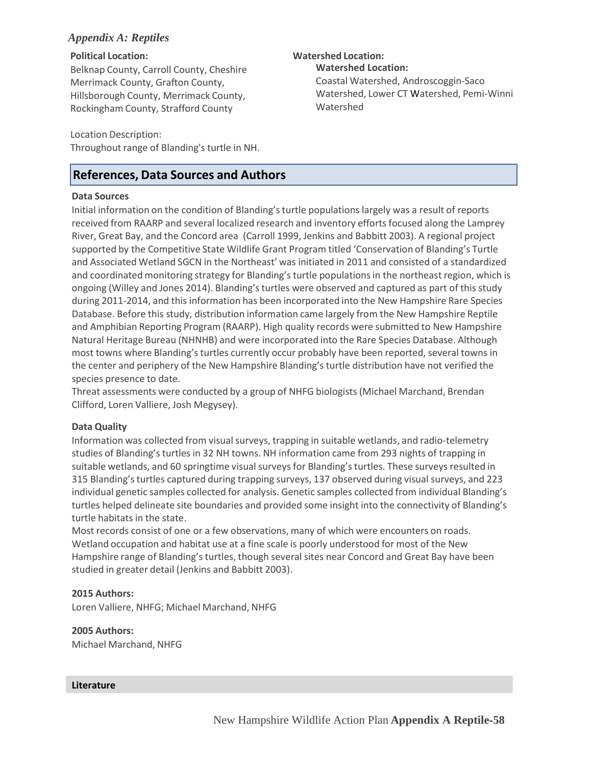*Appendix A: Reptiles*

**Political Location:**

Belknap County, Carroll County, Cheshire Merrimack County, Grafton County, Hillsborough County, Merrimack County, Rockingham County, Strafford County

**Watershed Location:**

**Watershed Location:**

Coastal Watershed, Androscoggin-Saco Watershed, Lower CT Watershed, Pemi-Winni Watershed

Location Description:

Throughout range of Blanding's turtle in NH.

## References, Data Sources and Authors

**Data Sources**

Initial information on the condition of Blanding's turtle populations largely was a result of reports received from RAARP and several localized research and inventory efforts focused along the Lamprey River, Great Bay, and the Concord area (Carroll 1999, Jenkins and Babbitt 2003). A regional project supported by the Competitive State Wildlife Grant Program titled 'Conservation of Blanding's Turtle and Associated Wetland SGCN in the Northeast' was initiated in 2011 and consisted of a standardized and coordinated monitoring strategy for Blanding's turtle populations in the northeast region, which is ongoing (Willey and Jones 2014). Blanding's turtles were observed and captured as part of this study during 2011-2014, and this information has been incorporated into the New Hampshire Rare Species Database. Before this study, distribution information came largely from the New Hampshire Reptile and Amphibian Reporting Program (RAARP). High quality records were submitted to New Hampshire Natural Heritage Bureau (NHNHB) and were incorporated into the Rare Species Database. Although most towns where Blanding's turtles currently occur probably have been reported, several towns in the center and periphery of the New Hampshire Blanding's turtle distribution have not verified the species presence to date.

Threat assessments were conducted by a group of NHFG biologists (Michael Marchand, Brendan Clifford, Loren Valliere, Josh Megysey).

**Data Quality**

Information was collected from visual surveys, trapping in suitable wetlands, and radio-telemetry studies of Blanding's turtles in 32 NH towns. NH information came from 293 nights of trapping in suitable wetlands, and 60 springtime visual surveys for Blanding's turtles. These surveys resulted in 315 Blanding's turtles captured during trapping surveys, 137 observed during visual surveys, and 223 individual genetic samples collected for analysis. Genetic samples collected from individual Blanding's turtles helped delineate site boundaries and provided some insight into the connectivity of Blanding's turtle habitats in the state.

Most records consist of one or a few observations, many of which were encounters on roads. Wetland occupation and habitat use at a fine scale is poorly understood for most of the New Hampshire range of Blanding's turtles, though several sites near Concord and Great Bay have been studied in greater detail (Jenkins and Babbitt 2003).

**2015 Authors:**

Loren Valliere, NHFG; Michael Marchand, NHFG

**2005 Authors:**

Michael Marchand, NHFG

**Literature**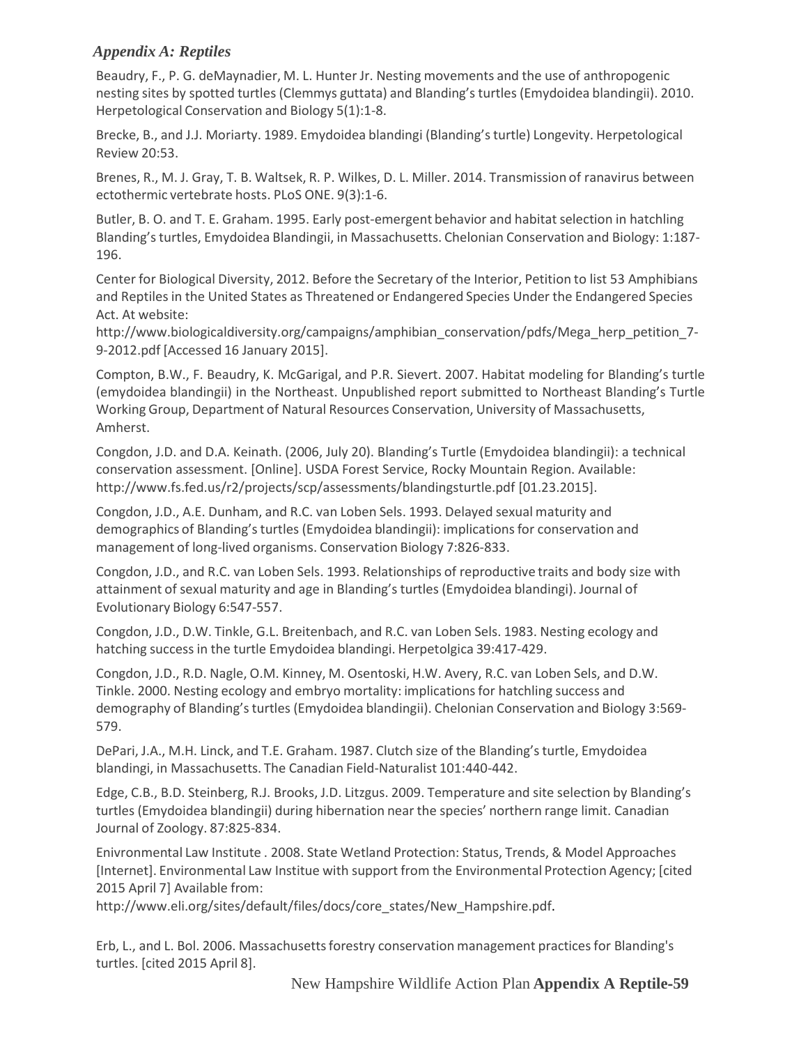*Appendix A: Reptiles*

Beaudry, F., P. G. deMaynadier, M. L. Hunter Jr. Nesting movements and the use of anthropogenic nesting sites by spotted turtles (Clemmys guttata) and Blanding's turtles (Emydoidea blandingii). 2010. Herpetological Conservation and Biology 5(1):1-8.

Brecke, B., and J.J. Moriarty. 1989. Emydoidea blandingi (Blanding's turtle) Longevity. Herpetological Review 20:53.

Brenes, R., M. J. Gray, T. B. Waltsek, R. P. Wilkes, D. L. Miller. 2014. Transmission of ranavirus between ectothermic vertebrate hosts. PLoS ONE. 9(3):1-6.

Butler, B. O. and T. E. Graham. 1995. Early post-emergent behavior and habitat selection in hatchling Blanding's turtles, Emydoidea Blandingii, in Massachusetts. Chelonian Conservation and Biology: 1:187-196.

Center for Biological Diversity, 2012. Before the Secretary of the Interior, Petition to list 53 Amphibians and Reptiles in the United States as Threatened or Endangered Species Under the Endangered Species Act. At website: http://www.biologicaldiversity.org/campaigns/amphibian_conservation/pdfs/Mega_herp_petition_7-9-2012.pdf [Accessed 16 January 2015].

Compton, B.W., F. Beaudry, K. McGarigal, and P.R. Sievert. 2007. Habitat modeling for Blanding's turtle (emydoidea blandingii) in the Northeast. Unpublished report submitted to Northeast Blanding's Turtle Working Group, Department of Natural Resources Conservation, University of Massachusetts, Amherst.

Congdon, J.D. and D.A. Keinath. (2006, July 20). Blanding's Turtle (Emydoidea blandingii): a technical conservation assessment. [Online]. USDA Forest Service, Rocky Mountain Region. Available: http://www.fs.fed.us/r2/projects/scp/assessments/blandingsturtle.pdf [01.23.2015].

Congdon, J.D., A.E. Dunham, and R.C. van Loben Sels. 1993. Delayed sexual maturity and demographics of Blanding's turtles (Emydoidea blandingii): implications for conservation and management of long-lived organisms. Conservation Biology 7:826-833.

Congdon, J.D., and R.C. van Loben Sels. 1993. Relationships of reproductive traits and body size with attainment of sexual maturity and age in Blanding's turtles (Emydoidea blandingi). Journal of Evolutionary Biology 6:547-557.

Congdon, J.D., D.W. Tinkle, G.L. Breitenbach, and R.C. van Loben Sels. 1983. Nesting ecology and hatching success in the turtle Emydoidea blandingi. Herpetolgica 39:417-429.

Congdon, J.D., R.D. Nagle, O.M. Kinney, M. Osentoski, H.W. Avery, R.C. van Loben Sels, and D.W. Tinkle. 2000. Nesting ecology and embryo mortality: implications for hatchling success and demography of Blanding's turtles (Emydoidea blandingii). Chelonian Conservation and Biology 3:569-579.

DePari, J.A., M.H. Linck, and T.E. Graham. 1987. Clutch size of the Blanding's turtle, Emydoidea blandingi, in Massachusetts. The Canadian Field-Naturalist 101:440-442.

Edge, C.B., B.D. Steinberg, R.J. Brooks, J.D. Litzgus. 2009. Temperature and site selection by Blanding's turtles (Emydoidea blandingii) during hibernation near the species' northern range limit. Canadian Journal of Zoology. 87:825-834.

Enivronmental Law Institute . 2008. State Wetland Protection: Status, Trends, & Model Approaches [Internet]. Environmental Law Institue with support from the Environmental Protection Agency; [cited 2015 April 7] Available from: http://www.eli.org/sites/default/files/docs/core_states/New_Hampshire.pdf.

Erb, L., and L. Bol. 2006. Massachusetts forestry conservation management practices for Blanding's turtles. [cited 2015 April 8].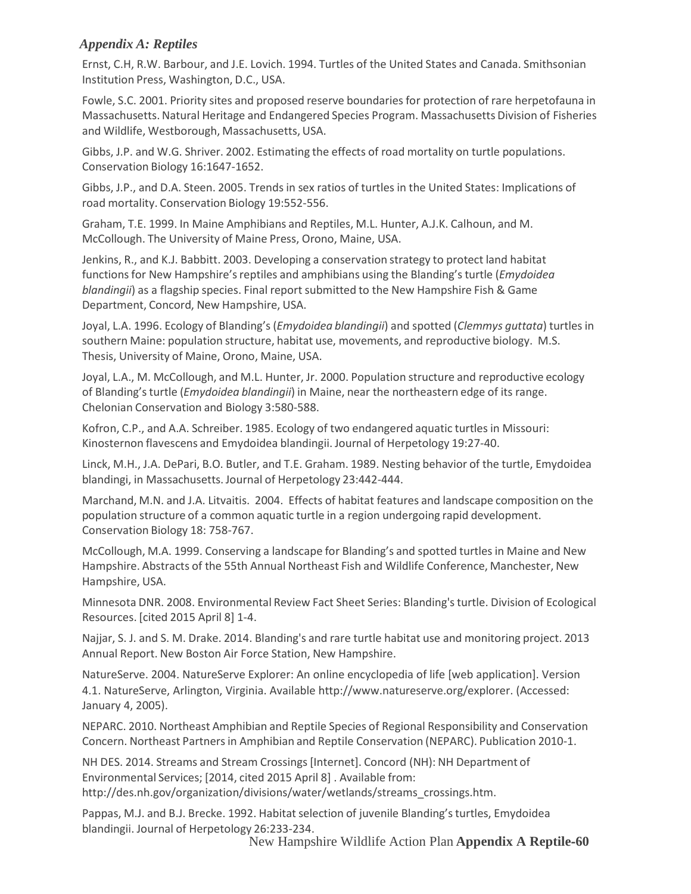*Appendix A: Reptiles*

Ernst, C.H, R.W. Barbour, and J.E. Lovich. 1994. Turtles of the United States and Canada. Smithsonian Institution Press, Washington, D.C., USA.

Fowle, S.C. 2001. Priority sites and proposed reserve boundaries for protection of rare herpetofauna in Massachusetts. Natural Heritage and Endangered Species Program. Massachusetts Division of Fisheries and Wildlife, Westborough, Massachusetts, USA.

Gibbs, J.P. and W.G. Shriver. 2002. Estimating the effects of road mortality on turtle populations. Conservation Biology 16:1647-1652.

Gibbs, J.P., and D.A. Steen. 2005. Trends in sex ratios of turtles in the United States: Implications of road mortality. Conservation Biology 19:552-556.

Graham, T.E. 1999. In Maine Amphibians and Reptiles, M.L. Hunter, A.J.K. Calhoun, and M. McCollough. The University of Maine Press, Orono, Maine, USA.

Jenkins, R., and K.J. Babbitt. 2003. Developing a conservation strategy to protect land habitat functions for New Hampshire's reptiles and amphibians using the Blanding's turtle (*Emydoidea blandingii*) as a flagship species. Final report submitted to the New Hampshire Fish & Game Department, Concord, New Hampshire, USA.

Joyal, L.A. 1996. Ecology of Blanding's (*Emydoidea blandingii*) and spotted (*Clemmys guttata*) turtles in southern Maine: population structure, habitat use, movements, and reproductive biology. M.S. Thesis, University of Maine, Orono, Maine, USA.

Joyal, L.A., M. McCollough, and M.L. Hunter, Jr. 2000. Population structure and reproductive ecology of Blanding's turtle (*Emydoidea blandingii*) in Maine, near the northeastern edge of its range. Chelonian Conservation and Biology 3:580-588.

Kofron, C.P., and A.A. Schreiber. 1985. Ecology of two endangered aquatic turtles in Missouri: Kinosternon flavescens and Emydoidea blandingii. Journal of Herpetology 19:27-40.

Linck, M.H., J.A. DePari, B.O. Butler, and T.E. Graham. 1989. Nesting behavior of the turtle, Emydoidea blandingi, in Massachusetts. Journal of Herpetology 23:442-444.

Marchand, M.N. and J.A. Litvaitis. 2004. Effects of habitat features and landscape composition on the population structure of a common aquatic turtle in a region undergoing rapid development. Conservation Biology 18: 758-767.

McCollough, M.A. 1999. Conserving a landscape for Blanding's and spotted turtles in Maine and New Hampshire. Abstracts of the 55th Annual Northeast Fish and Wildlife Conference, Manchester, New Hampshire, USA.

Minnesota DNR. 2008. Environmental Review Fact Sheet Series: Blanding's turtle. Division of Ecological Resources. [cited 2015 April 8] 1-4.

Najjar, S. J. and S. M. Drake. 2014. Blanding's and rare turtle habitat use and monitoring project. 2013 Annual Report. New Boston Air Force Station, New Hampshire.

NatureServe. 2004. NatureServe Explorer: An online encyclopedia of life [web application]. Version 4.1. NatureServe, Arlington, Virginia. Available http://www.natureserve.org/explorer. (Accessed: January 4, 2005).

NEPARC. 2010. Northeast Amphibian and Reptile Species of Regional Responsibility and Conservation Concern. Northeast Partners in Amphibian and Reptile Conservation (NEPARC). Publication 2010-1.

NH DES. 2014. Streams and Stream Crossings [Internet]. Concord (NH): NH Department of Environmental Services; [2014, cited 2015 April 8] . Available from: http://des.nh.gov/organization/divisions/water/wetlands/streams_crossings.htm.

Pappas, M.J. and B.J. Brecke. 1992. Habitat selection of juvenile Blanding's turtles, Emydoidea blandingii. Journal of Herpetology 26:233-234.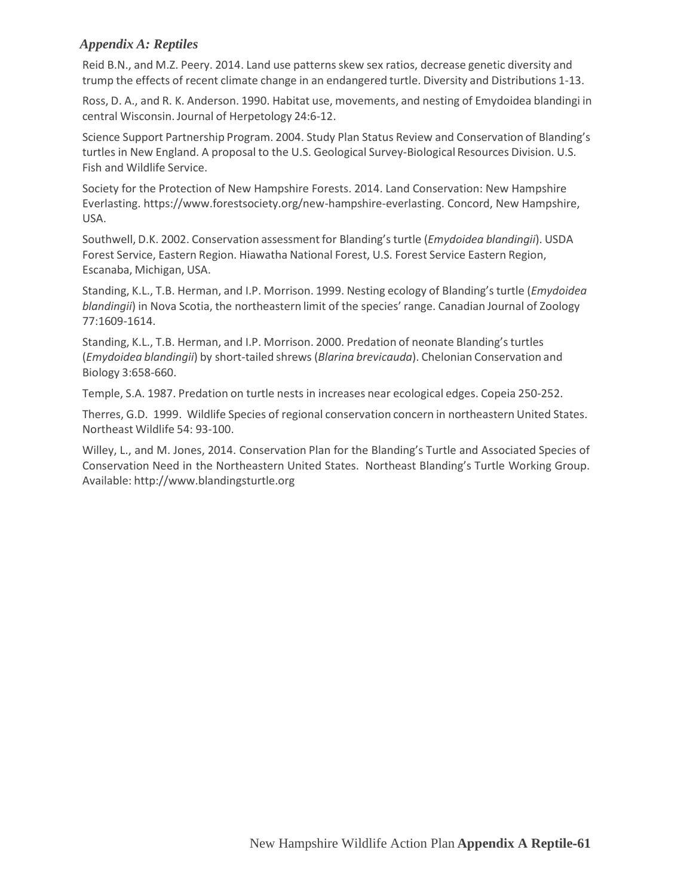Reid B.N., and M.Z. Peery. 2014. Land use patterns skew sex ratios, decrease genetic diversity and trump the effects of recent climate change in an endangered turtle. Diversity and Distributions 1-13.

Ross, D. A., and R. K. Anderson. 1990. Habitat use, movements, and nesting of Emydoidea blandingi in central Wisconsin. Journal of Herpetology 24:6-12.

Science Support Partnership Program. 2004. Study Plan Status Review and Conservation of Blanding's turtles in New England. A proposal to the U.S. Geological Survey-Biological Resources Division. U.S. Fish and Wildlife Service.

Society for the Protection of New Hampshire Forests. 2014. Land Conservation: New Hampshire Everlasting. https://www.forestsociety.org/new-hampshire-everlasting. Concord, New Hampshire, USA.

Southwell, D.K. 2002. Conservation assessment for Blanding's turtle (*Emydoidea blandingii*). USDA Forest Service, Eastern Region. Hiawatha National Forest, U.S. Forest Service Eastern Region, Escanaba, Michigan, USA.

Standing, K.L., T.B. Herman, and I.P. Morrison. 1999. Nesting ecology of Blanding's turtle (*Emydoidea blandingii*) in Nova Scotia, the northeastern limit of the species' range. Canadian Journal of Zoology 77:1609-1614.

Standing, K.L., T.B. Herman, and I.P. Morrison. 2000. Predation of neonate Blanding's turtles (*Emydoidea blandingii*) by short-tailed shrews (*Blarina brevicauda*). Chelonian Conservation and Biology 3:658-660.

Temple, S.A. 1987. Predation on turtle nests in increases near ecological edges. Copeia 250-252.

Therres, G.D. 1999. Wildlife Species of regional conservation concern in northeastern United States. Northeast Wildlife 54: 93-100.

Willey, L., and M. Jones, 2014. Conservation Plan for the Blanding's Turtle and Associated Species of Conservation Need in the Northeastern United States. Northeast Blanding's Turtle Working Group. Available: http://www.blandingsturtle.org